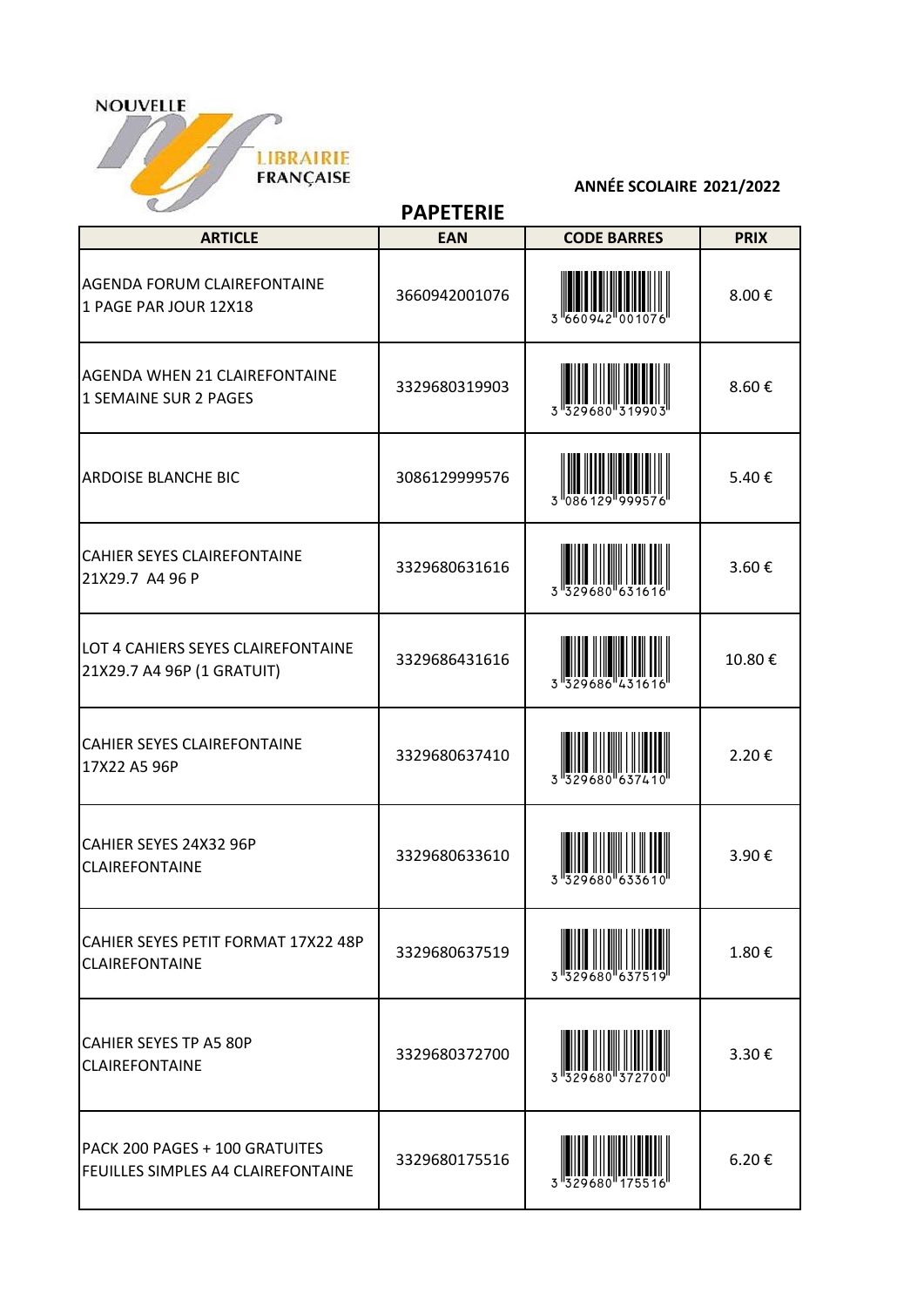NOUVELLE LIBRAIRIE FRANÇAISE

**ANNÉE SCOLAIRE 2021/2022**

## PAPETERIE

| ARTICLE | EAN | CODE BARRES | PRIX |
|---|---|---|---|
| AGENDA FORUM CLAIREFONTAINE 1 PAGE PAR JOUR 12X18 | 3660942001076 | 3 660942 001076 | 8.00 € |
| AGENDA WHEN 21 CLAIREFONTAINE 1 SEMAINE SUR 2 PAGES | 3329680319903 | 3 329680 319903 | 8.60 € |
| ARDOISE BLANCHE BIC | 3086129999576 | 3 086129 999576 | 5.40 € |
| CAHIER SEYES CLAIREFONTAINE 21X29.7 A4 96 P | 3329680631616 | 3 329680 631616 | 3.60 € |
| LOT 4 CAHIERS SEYES CLAIREFONTAINE 21X29.7 A4 96P (1 GRATUIT) | 3329686431616 | 3 329686 431616 | 10.80 € |
| CAHIER SEYES CLAIREFONTAINE 17X22 A5 96P | 3329680637410 | 3 329680 637410 | 2.20 € |
| CAHIER SEYES 24X32 96P CLAIREFONTAINE | 3329680633610 | 3 329680 633610 | 3.90 € |
| CAHIER SEYES PETIT FORMAT 17X22 48P CLAIREFONTAINE | 3329680637519 | 3 329680 637519 | 1.80 € |
| CAHIER SEYES TP A5 80P CLAIREFONTAINE | 3329680372700 | 3 329680 372700 | 3.30 € |
| PACK 200 PAGES + 100 GRATUITES FEUILLES SIMPLES A4 CLAIREFONTAINE | 3329680175516 | 3 329680 175516 | 6.20 € |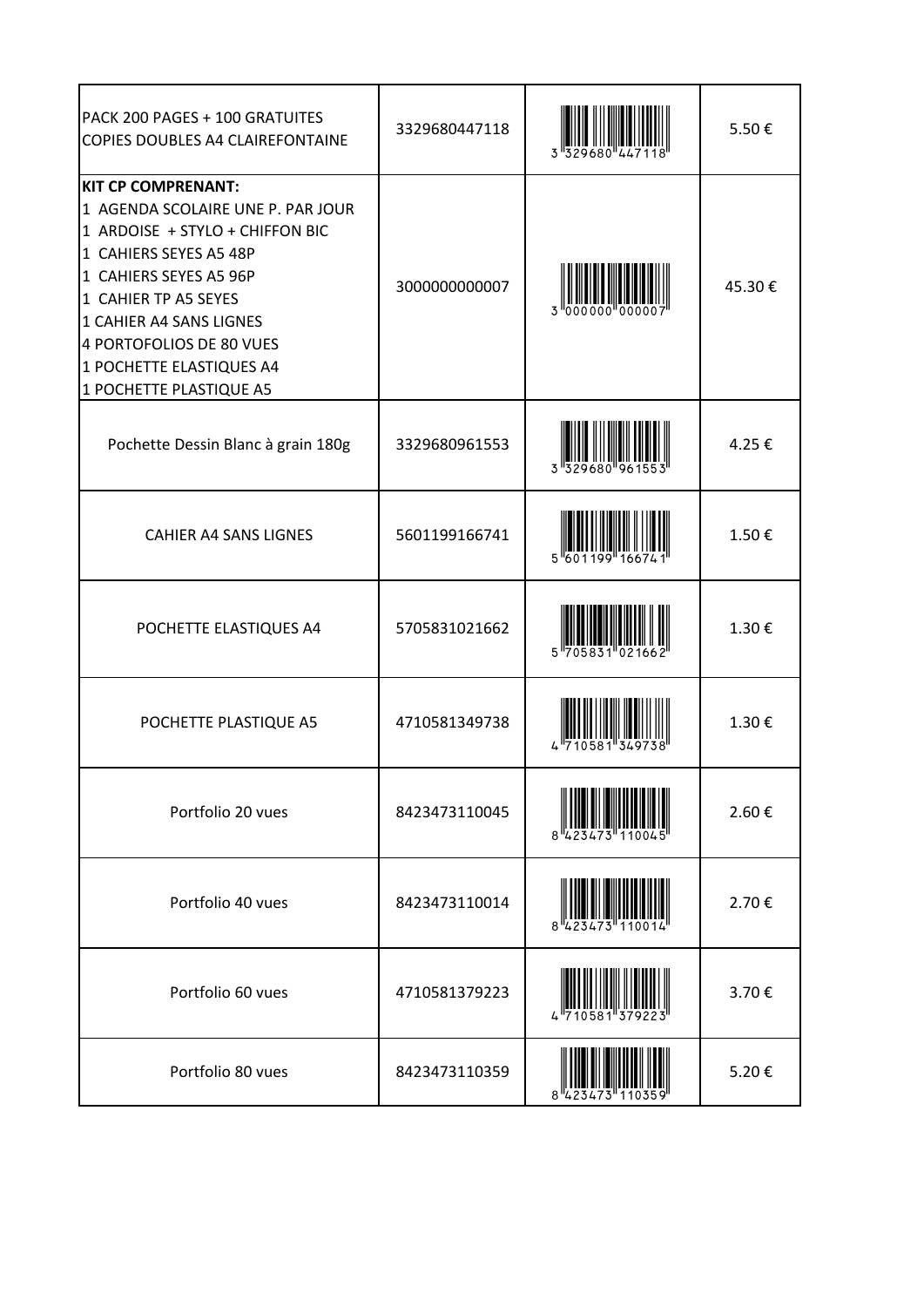| | | | |
|---|---|---|---|
| PACK 200 PAGES + 100 GRATUITES COPIES DOUBLES A4 CLAIREFONTAINE | 3329680447118 | 3 329680 447118 | 5.50 € |
| **KIT CP COMPRENANT:**<br>1 AGENDA SCOLAIRE UNE P. PAR JOUR<br>1 ARDOISE + STYLO + CHIFFON BIC<br>1 CAHIERS SEYES A5 48P<br>1 CAHIERS SEYES A5 96P<br>1 CAHIER TP A5 SEYES<br>1 CAHIER A4 SANS LIGNES<br>4 PORTOFOLIOS DE 80 VUES<br>1 POCHETTE ELASTIQUES A4<br>1 POCHETTE PLASTIQUE A5 | 3000000000007 | 3 000000 000007 | 45.30 € |
| Pochette Dessin Blanc à grain 180g | 3329680961553 | 3 329680 961553 | 4.25 € |
| CAHIER A4 SANS LIGNES | 5601199166741 | 5 601199 166741 | 1.50 € |
| POCHETTE ELASTIQUES A4 | 5705831021662 | 5 705831 021662 | 1.30 € |
| POCHETTE PLASTIQUE A5 | 4710581349738 | 4 710581 349738 | 1.30 € |
| Portfolio 20 vues | 8423473110045 | 8 423473 110045 | 2.60 € |
| Portfolio 40 vues | 8423473110014 | 8 423473 110014 | 2.70 € |
| Portfolio 60 vues | 4710581379223 | 4 710581 379223 | 3.70 € |
| Portfolio 80 vues | 8423473110359 | 8 423473 110359 | 5.20 € |